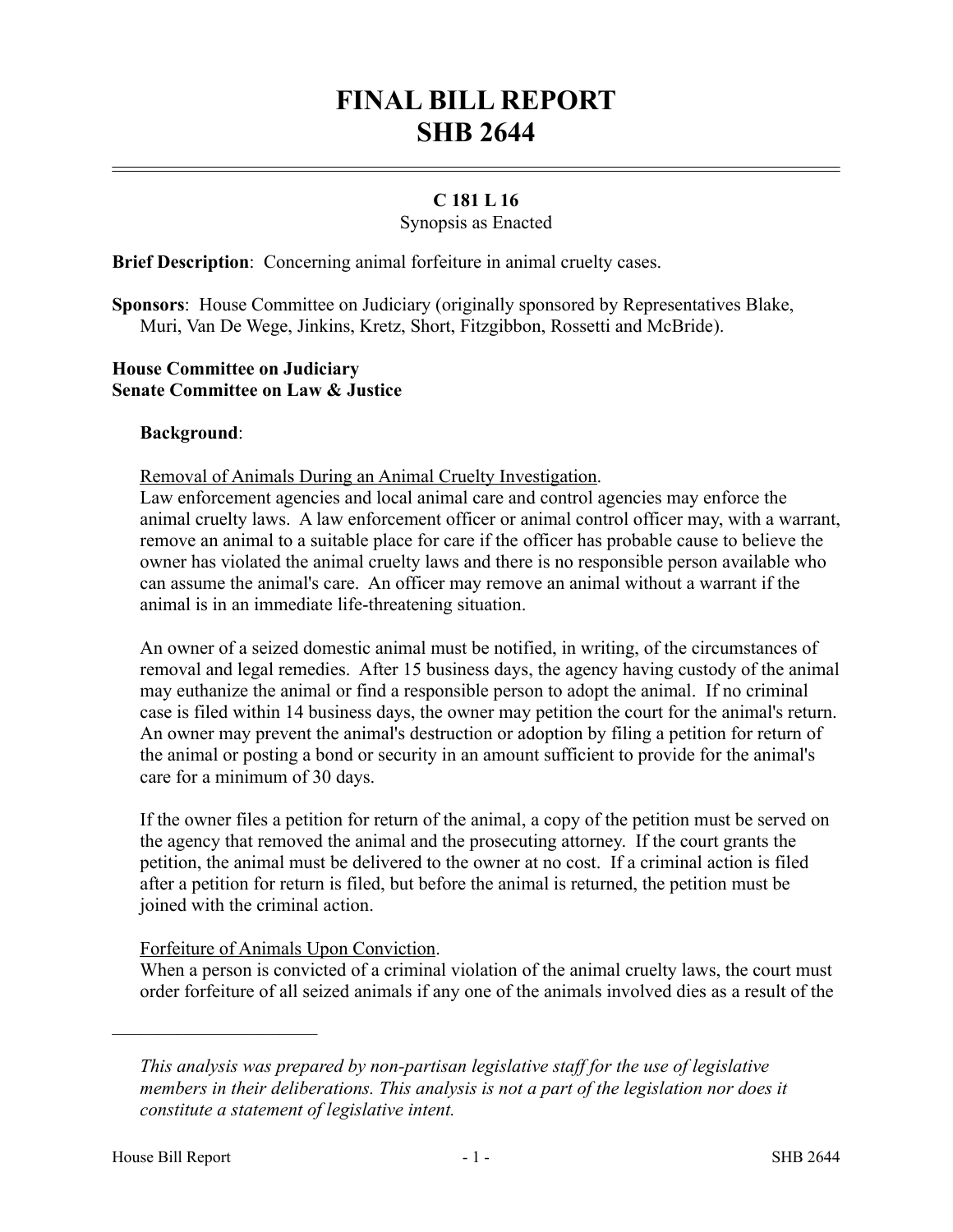# FINAL BILL REPORT
# SHB 2644

**C 181 L 16**

Synopsis as Enacted

**Brief Description**: Concerning animal forfeiture in animal cruelty cases.

**Sponsors**: House Committee on Judiciary (originally sponsored by Representatives Blake, Muri, Van De Wege, Jinkins, Kretz, Short, Fitzgibbon, Rossetti and McBride).

**House Committee on Judiciary**
**Senate Committee on Law & Justice**

**Background**:

Removal of Animals During an Animal Cruelty Investigation.
Law enforcement agencies and local animal care and control agencies may enforce the animal cruelty laws. A law enforcement officer or animal control officer may, with a warrant, remove an animal to a suitable place for care if the officer has probable cause to believe the owner has violated the animal cruelty laws and there is no responsible person available who can assume the animal's care. An officer may remove an animal without a warrant if the animal is in an immediate life-threatening situation.

An owner of a seized domestic animal must be notified, in writing, of the circumstances of removal and legal remedies. After 15 business days, the agency having custody of the animal may euthanize the animal or find a responsible person to adopt the animal. If no criminal case is filed within 14 business days, the owner may petition the court for the animal's return. An owner may prevent the animal's destruction or adoption by filing a petition for return of the animal or posting a bond or security in an amount sufficient to provide for the animal's care for a minimum of 30 days.

If the owner files a petition for return of the animal, a copy of the petition must be served on the agency that removed the animal and the prosecuting attorney. If the court grants the petition, the animal must be delivered to the owner at no cost. If a criminal action is filed after a petition for return is filed, but before the animal is returned, the petition must be joined with the criminal action.

Forfeiture of Animals Upon Conviction.
When a person is convicted of a criminal violation of the animal cruelty laws, the court must order forfeiture of all seized animals if any one of the animals involved dies as a result of the

---

*This analysis was prepared by non-partisan legislative staff for the use of legislative members in their deliberations. This analysis is not a part of the legislation nor does it constitute a statement of legislative intent.*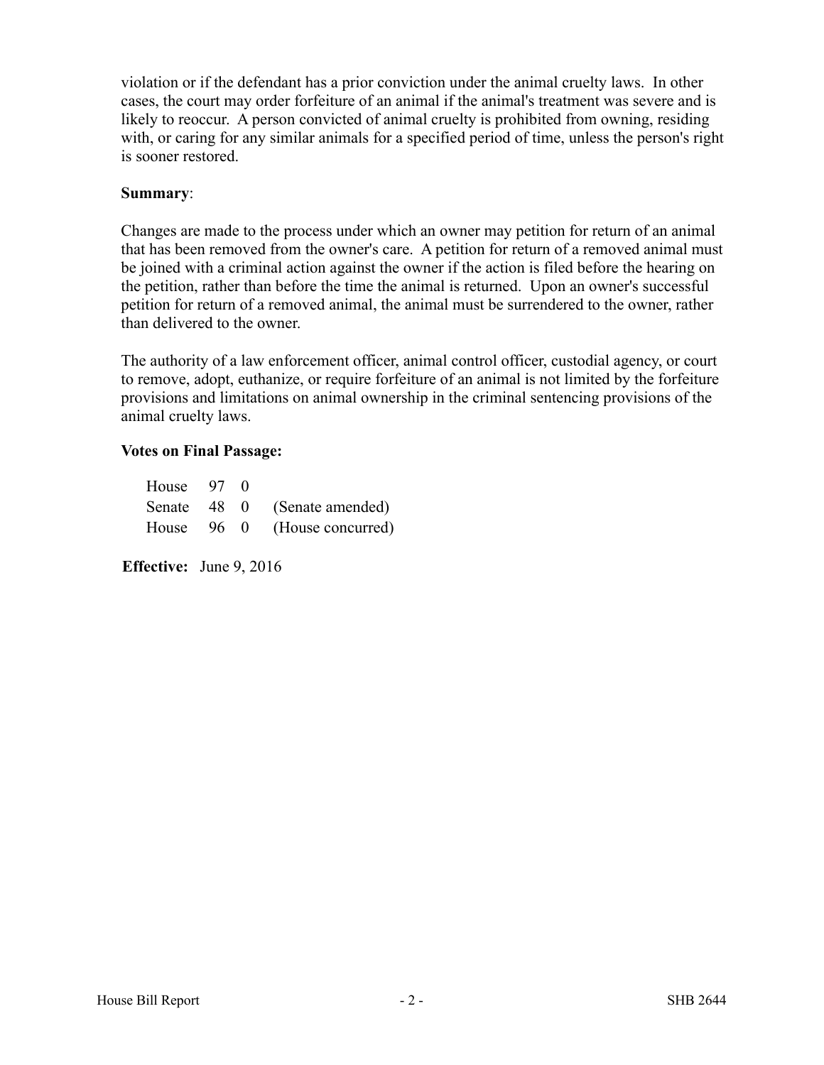violation or if the defendant has a prior conviction under the animal cruelty laws. In other cases, the court may order forfeiture of an animal if the animal's treatment was severe and is likely to reoccur. A person convicted of animal cruelty is prohibited from owning, residing with, or caring for any similar animals for a specified period of time, unless the person's right is sooner restored.

**Summary**:

Changes are made to the process under which an owner may petition for return of an animal that has been removed from the owner's care. A petition for return of a removed animal must be joined with a criminal action against the owner if the action is filed before the hearing on the petition, rather than before the time the animal is returned. Upon an owner's successful petition for return of a removed animal, the animal must be surrendered to the owner, rather than delivered to the owner.

The authority of a law enforcement officer, animal control officer, custodial agency, or court to remove, adopt, euthanize, or require forfeiture of an animal is not limited by the forfeiture provisions and limitations on animal ownership in the criminal sentencing provisions of the animal cruelty laws.

**Votes on Final Passage:**

| | | | |
|---|---|---|---|
| House | 97 | 0 | |
| Senate | 48 | 0 | (Senate amended) |
| House | 96 | 0 | (House concurred) |

**Effective:** June 9, 2016